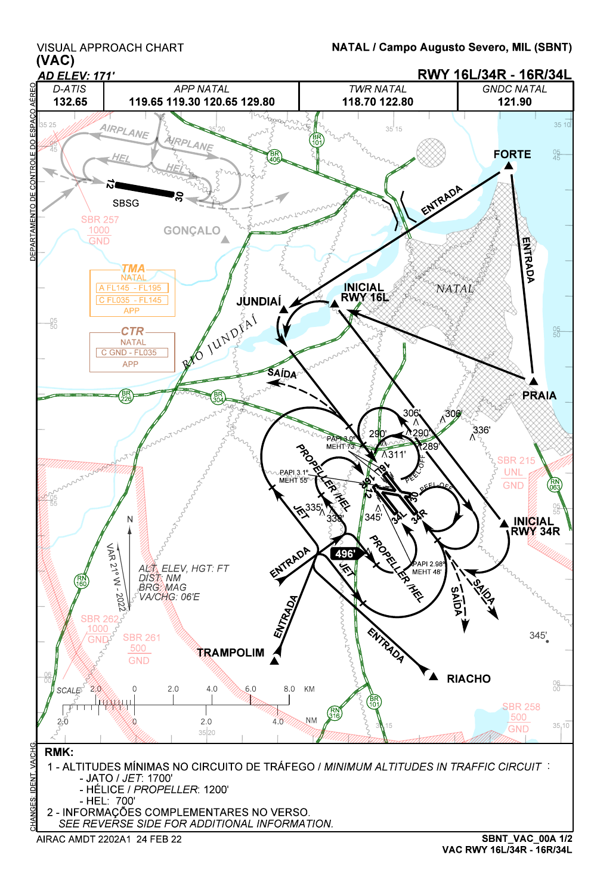VISUAL APPROACH CHART
# (VAC)

**NATAL / Campo Augusto Severo, MIL (SBNT)**

*AD ELEV: 171'*

**RWY 16L/34R - 16R/34L**

| D-ATIS | APP NATAL | TWR NATAL | GNDC NATAL |
|---|---|---|---|
| 132.65 | 119.65 119.30 120.65 129.80 | 118.70 122.80 | 121.90 |

AIRPLANE
AIRPLANE
HEL
HEL
12
30
SBSG
SBR 257
1000
GND
GONÇALO

**TMA**
NATAL
A FL145 - FL195
C FL035 - FL145
APP

**CTR**
NATAL
C GND - FL035
APP

BR 101
BR 406
BR 226
BR 304
BR 101
RN 063
RN 160
RN 316

FORTE
ENTRADA
ENTRADA
NATAL
JUNDIAÍ
INICIAL RWY 16L
RIO JUNDIAÍ
SAÍDA
PRAIA
306'
306'
336'
290'
290'
289'
311'
PAPI 3.0° MEHT 73'
PAPI 3.1° MEHT 55'
PEEL-OFF
PEEL-OFF
PROPELLER / HEL
SBR 215
UNL
GND
335'
338'
345'
JET
16L
16R
34L
34R
12
30
INICIAL RWY 34R
496'
PAPI 2.98° MEHT 48'
PROPELLER / HEL
JET
SAÍDA
SAÍDA
ENTRADA
ENTRADA
ENTRADA
345'
TRAMPOLIM
RIACHO

N
VAR 21° W - 2022
ALT, ELEV, HGT: FT
DIST: NM
BRG: MAG
VA/CHG: 06'E

SBR 262
1000
GND
SBR 261
500
GND
SBR 258
500
GND

SCALE 2.0 0 2.0 4.0 6.0 8.0 KM
2.0 0 2.0 4.0 NM

**RMK:**

1 - ALTITUDES MÍNIMAS NO CIRCUITO DE TRÁFEGO / *MINIMUM ALTITUDES IN TRAFFIC CIRCUIT* :
- JATO / *JET*: 1700'
- HÉLICE / *PROPELLER*: 1200'
- HEL: 700'

2 - INFORMAÇÕES COMPLEMENTARES NO VERSO.
*SEE REVERSE SIDE FOR ADDITIONAL INFORMATION.*

AIRAC AMDT 2202A1 24 FEB 22

**SBNT_VAC_00A 1/2**
**VAC RWY 16L/34R - 16R/34L**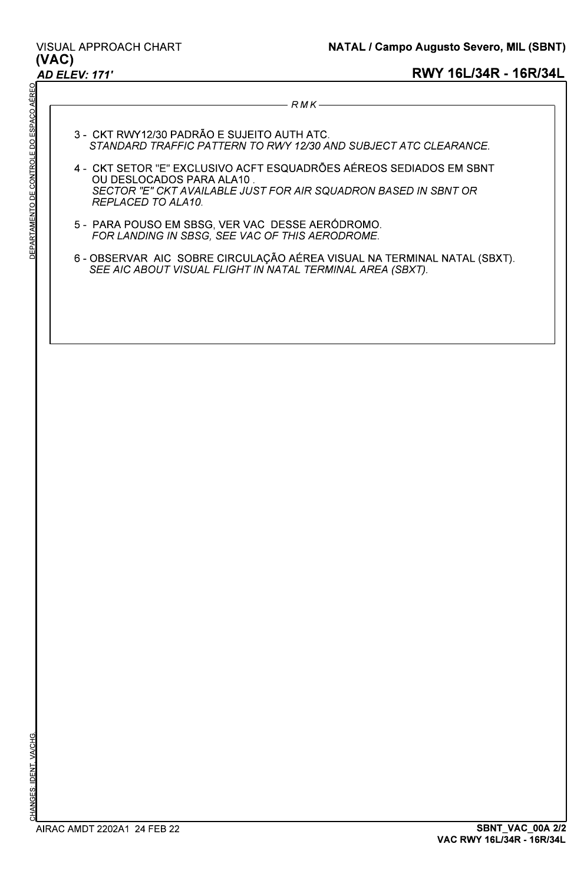VISUAL APPROACH CHART
**(VAC)**
*AD ELEV: 171'*

**NATAL / Campo Augusto Severo, MIL (SBNT)**

**RWY 16L/34R - 16R/34L**

*RMK*

3 - CKT RWY12/30 PADRÃO E SUJEITO AUTH ATC.
*STANDARD TRAFFIC PATTERN TO RWY 12/30 AND SUBJECT ATC CLEARANCE.*

4 - CKT SETOR "E" EXCLUSIVO ACFT ESQUADRÕES AÉREOS SEDIADOS EM SBNT OU DESLOCADOS PARA ALA10 .
*SECTOR "E" CKT AVAILABLE JUST FOR AIR SQUADRON BASED IN SBNT OR REPLACED TO ALA10.*

5 - PARA POUSO EM SBSG, VER VAC DESSE AERÓDROMO.
*FOR LANDING IN SBSG, SEE VAC OF THIS AERODROME.*

6 - OBSERVAR AIC SOBRE CIRCULAÇÃO AÉREA VISUAL NA TERMINAL NATAL (SBXT).
*SEE AIC ABOUT VISUAL FLIGHT IN NATAL TERMINAL AREA (SBXT).*

DEPARTAMENTO DE CONTROLE DO ESPAÇO AÉREO

CHANGES: IDENT, VA/CHG.

AIRAC AMDT 2202A1 24 FEB 22

**SBNT_VAC_00A 2/2**
**VAC RWY 16L/34R - 16R/34L**